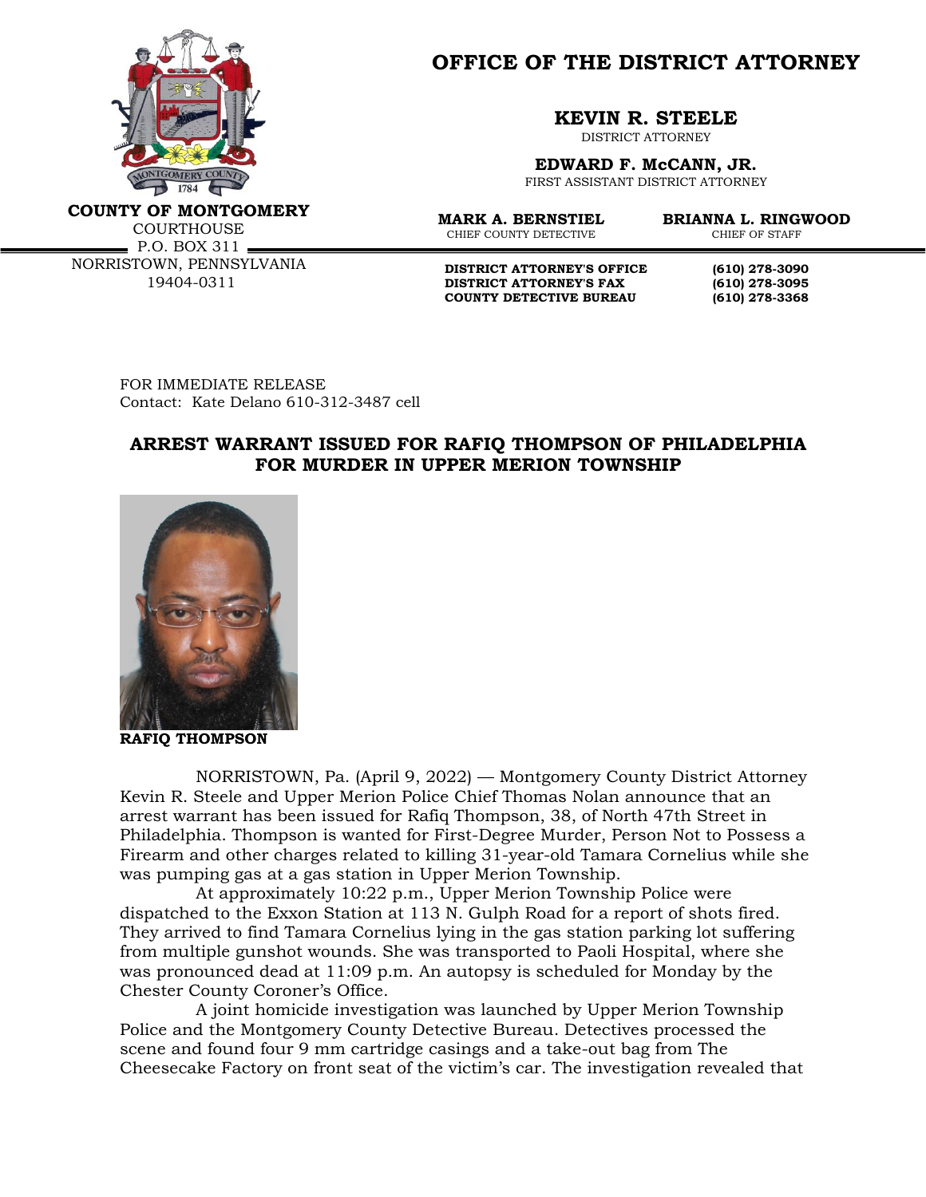**COUNTY OF MONTGOMERY**
COURTHOUSE
P.O. BOX 311
NORRISTOWN, PENNSYLVANIA
19404-0311

# OFFICE OF THE DISTRICT ATTORNEY

**KEVIN R. STEELE**
DISTRICT ATTORNEY

**EDWARD F. McCANN, JR.**
FIRST ASSISTANT DISTRICT ATTORNEY

**MARK A. BERNSTIEL**
CHIEF COUNTY DETECTIVE

**BRIANNA L. RINGWOOD**
CHIEF OF STAFF

| | |
|---|---|
| **DISTRICT ATTORNEY'S OFFICE** | **(610) 278-3090** |
| **DISTRICT ATTORNEY'S FAX** | **(610) 278-3095** |
| **COUNTY DETECTIVE BUREAU** | **(610) 278-3368** |

FOR IMMEDIATE RELEASE
Contact: Kate Delano 610-312-3487 cell

## ARREST WARRANT ISSUED FOR RAFIQ THOMPSON OF PHILADELPHIA FOR MURDER IN UPPER MERION TOWNSHIP

**RAFIQ THOMPSON**

NORRISTOWN, Pa. (April 9, 2022) — Montgomery County District Attorney Kevin R. Steele and Upper Merion Police Chief Thomas Nolan announce that an arrest warrant has been issued for Rafiq Thompson, 38, of North 47th Street in Philadelphia. Thompson is wanted for First-Degree Murder, Person Not to Possess a Firearm and other charges related to killing 31-year-old Tamara Cornelius while she was pumping gas at a gas station in Upper Merion Township.

At approximately 10:22 p.m., Upper Merion Township Police were dispatched to the Exxon Station at 113 N. Gulph Road for a report of shots fired. They arrived to find Tamara Cornelius lying in the gas station parking lot suffering from multiple gunshot wounds. She was transported to Paoli Hospital, where she was pronounced dead at 11:09 p.m. An autopsy is scheduled for Monday by the Chester County Coroner's Office.

A joint homicide investigation was launched by Upper Merion Township Police and the Montgomery County Detective Bureau. Detectives processed the scene and found four 9 mm cartridge casings and a take-out bag from The Cheesecake Factory on front seat of the victim's car. The investigation revealed that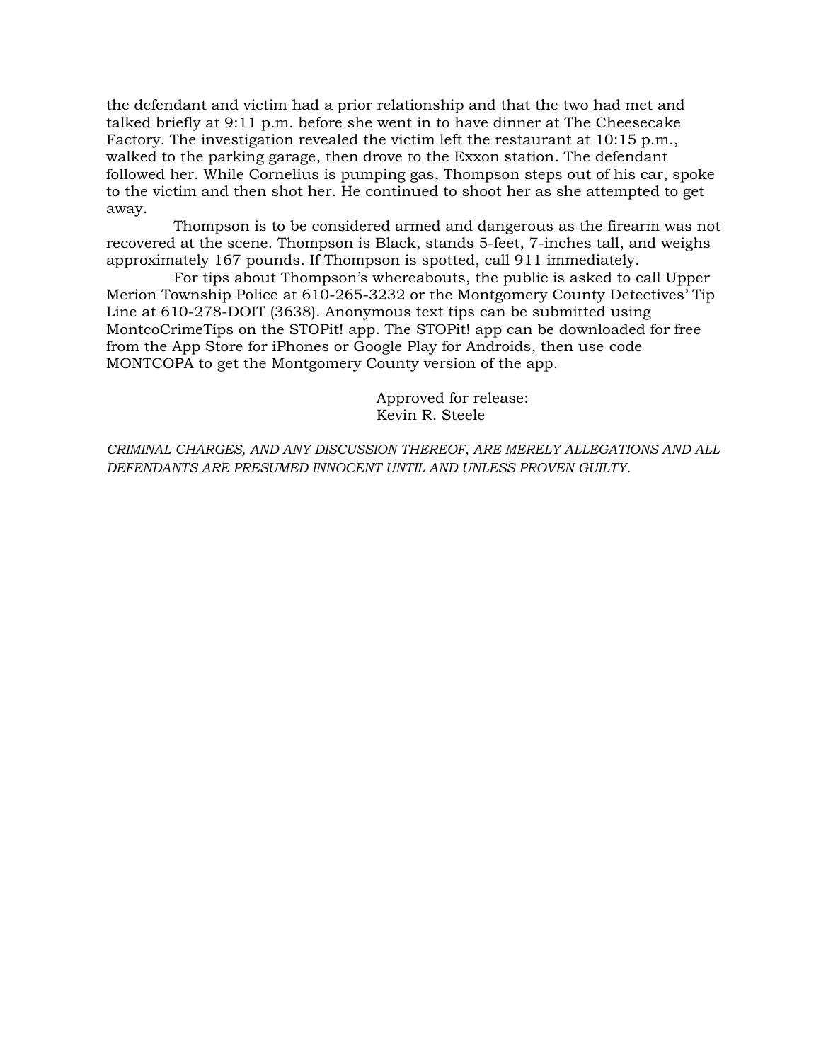the defendant and victim had a prior relationship and that the two had met and talked briefly at 9:11 p.m. before she went in to have dinner at The Cheesecake Factory. The investigation revealed the victim left the restaurant at 10:15 p.m., walked to the parking garage, then drove to the Exxon station. The defendant followed her. While Cornelius is pumping gas, Thompson steps out of his car, spoke to the victim and then shot her. He continued to shoot her as she attempted to get away.

Thompson is to be considered armed and dangerous as the firearm was not recovered at the scene. Thompson is Black, stands 5-feet, 7-inches tall, and weighs approximately 167 pounds. If Thompson is spotted, call 911 immediately.

For tips about Thompson's whereabouts, the public is asked to call Upper Merion Township Police at 610-265-3232 or the Montgomery County Detectives' Tip Line at 610-278-DOIT (3638). Anonymous text tips can be submitted using MontcoCrimeTips on the STOPit! app. The STOPit! app can be downloaded for free from the App Store for iPhones or Google Play for Androids, then use code MONTCOPA to get the Montgomery County version of the app.

Approved for release:
Kevin R. Steele

*CRIMINAL CHARGES, AND ANY DISCUSSION THEREOF, ARE MERELY ALLEGATIONS AND ALL DEFENDANTS ARE PRESUMED INNOCENT UNTIL AND UNLESS PROVEN GUILTY.*